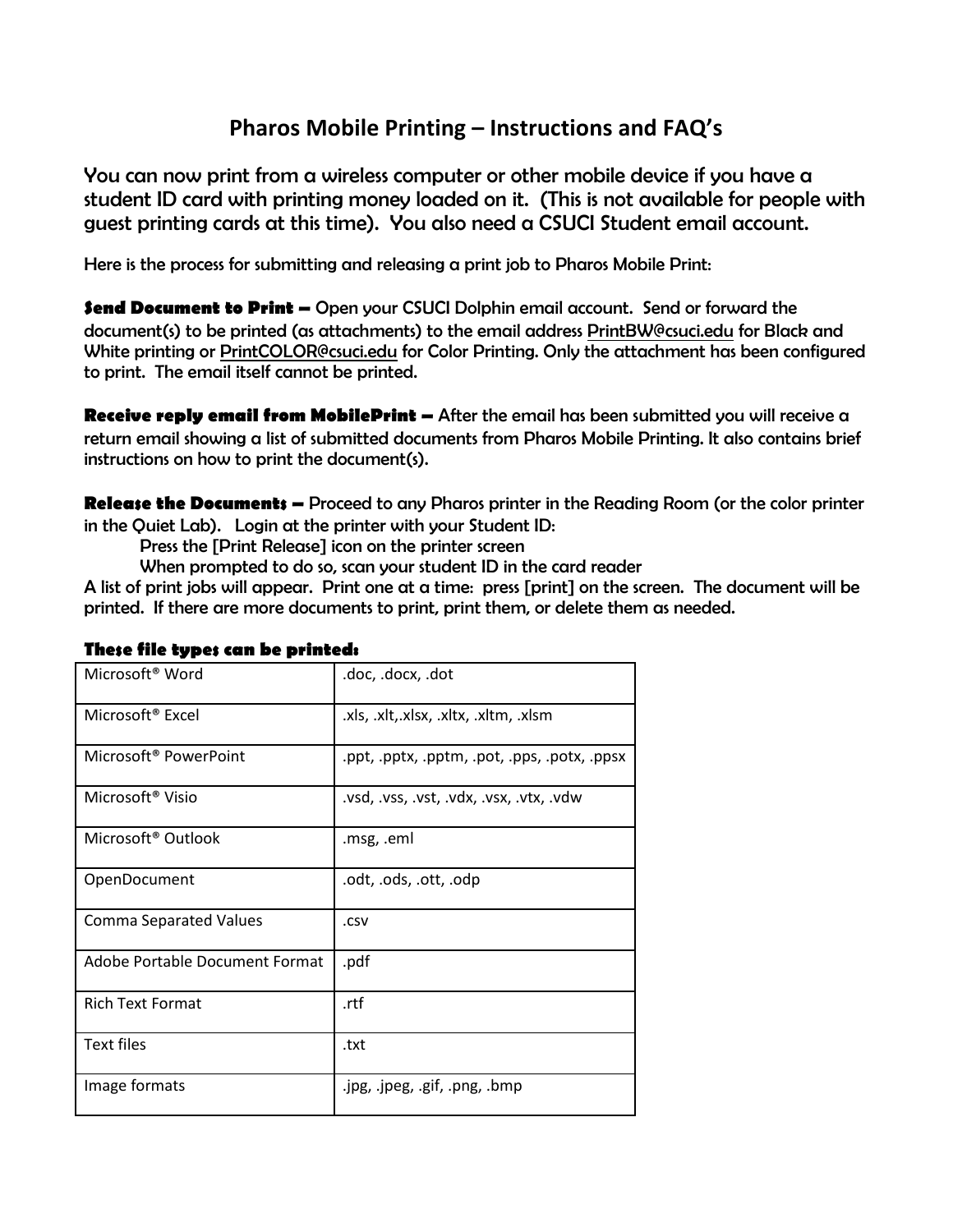# Pharos Mobile Printing – Instructions and FAQ's

You can now print from a wireless computer or other mobile device if you have a student ID card with printing money loaded on it. (This is not available for people with guest printing cards at this time). You also need a CSUCI Student email account.

Here is the process for submitting and releasing a print job to Pharos Mobile Print:

**Send Document to Print –** Open your CSUCI Dolphin email account. Send or forward the document(s) to be printed (as attachments) to the email address PrintBW@csuci.edu for Black and White printing or PrintCOLOR@csuci.edu for Color Printing. Only the attachment has been configured to print. The email itself cannot be printed.

**Receive reply email from MobilePrint –** After the email has been submitted you will receive a return email showing a list of submitted documents from Pharos Mobile Printing. It also contains brief instructions on how to print the document(s).

**Release the Documents –** Proceed to any Pharos printer in the Reading Room (or the color printer in the Quiet Lab). Login at the printer with your Student ID:

Press the [Print Release] icon on the printer screen

When prompted to do so, scan your student ID in the card reader

A list of print jobs will appear. Print one at a time: press [print] on the screen. The document will be printed. If there are more documents to print, print them, or delete them as needed.

**These file types can be printed:**

| | |
|---|---|
| Microsoft® Word | .doc, .docx, .dot |
| Microsoft® Excel | .xls, .xlt,.xlsx, .xltx, .xltm, .xlsm |
| Microsoft® PowerPoint | .ppt, .pptx, .pptm, .pot, .pps, .potx, .ppsx |
| Microsoft® Visio | .vsd, .vss, .vst, .vdx, .vsx, .vtx, .vdw |
| Microsoft® Outlook | .msg, .eml |
| OpenDocument | .odt, .ods, .ott, .odp |
| Comma Separated Values | .csv |
| Adobe Portable Document Format | .pdf |
| Rich Text Format | .rtf |
| Text files | .txt |
| Image formats | .jpg, .jpeg, .gif, .png, .bmp |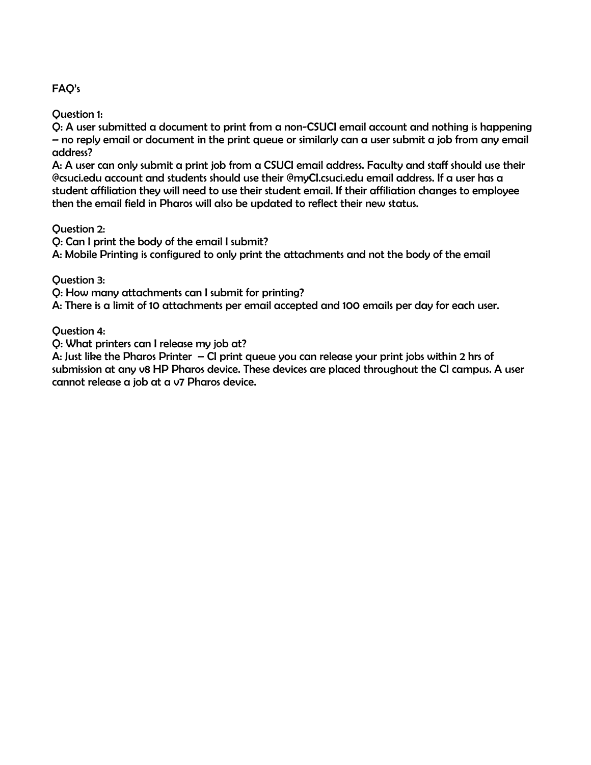FAQ's

Question 1:

Q: A user submitted a document to print from a non-CSUCI email account and nothing is happening – no reply email or document in the print queue or similarly can a user submit a job from any email address?

A: A user can only submit a print job from a CSUCI email address. Faculty and staff should use their @csuci.edu account and students should use their @myCI.csuci.edu email address. If a user has a student affiliation they will need to use their student email. If their affiliation changes to employee then the email field in Pharos will also be updated to reflect their new status.

Question 2:

Q: Can I print the body of the email I submit?

A: Mobile Printing is configured to only print the attachments and not the body of the email

Question 3:

Q: How many attachments can I submit for printing?

A: There is a limit of 10 attachments per email accepted and 100 emails per day for each user.

Question 4:

Q: What printers can I release my job at?

A: Just like the Pharos Printer – CI print queue you can release your print jobs within 2 hrs of submission at any v8 HP Pharos device. These devices are placed throughout the CI campus. A user cannot release a job at a v7 Pharos device.